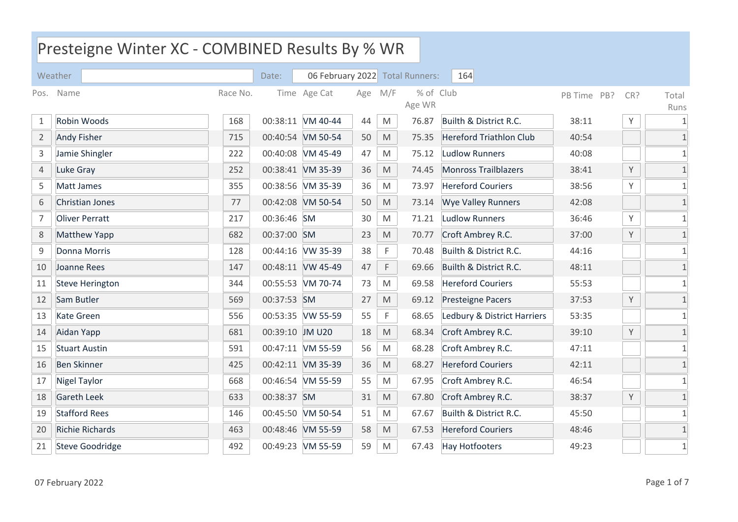# Presteigne Winter XC - COMBINED Results By % WR

Weather: | Date: 06 February 2022 | Total Runners: 164

| Pos. | Name | Race No. | Time | Age Cat | Age | M/F | % of Age WR | Club | PB Time | PB? | CR? | Total Runs |
|---|---|---|---|---|---|---|---|---|---|---|---|---|
| 1 | Robin Woods | 168 | 00:38:11 | VM 40-44 | 44 | M | 76.87 | Builth & District R.C. | 38:11 | | Y | 1 |
| 2 | Andy Fisher | 715 | 00:40:54 | VM 50-54 | 50 | M | 75.35 | Hereford Triathlon Club | 40:54 | | | 1 |
| 3 | Jamie Shingler | 222 | 00:40:08 | VM 45-49 | 47 | M | 75.12 | Ludlow Runners | 40:08 | | | 1 |
| 4 | Luke Gray | 252 | 00:38:41 | VM 35-39 | 36 | M | 74.45 | Monross Trailblazers | 38:41 | | Y | 1 |
| 5 | Matt James | 355 | 00:38:56 | VM 35-39 | 36 | M | 73.97 | Hereford Couriers | 38:56 | | Y | 1 |
| 6 | Christian Jones | 77 | 00:42:08 | VM 50-54 | 50 | M | 73.14 | Wye Valley Runners | 42:08 | | | 1 |
| 7 | Oliver Perratt | 217 | 00:36:46 | SM | 30 | M | 71.21 | Ludlow Runners | 36:46 | | Y | 1 |
| 8 | Matthew Yapp | 682 | 00:37:00 | SM | 23 | M | 70.77 | Croft Ambrey R.C. | 37:00 | | Y | 1 |
| 9 | Donna Morris | 128 | 00:44:16 | VW 35-39 | 38 | F | 70.48 | Builth & District R.C. | 44:16 | | | 1 |
| 10 | Joanne Rees | 147 | 00:48:11 | VW 45-49 | 47 | F | 69.66 | Builth & District R.C. | 48:11 | | | 1 |
| 11 | Steve Herington | 344 | 00:55:53 | VM 70-74 | 73 | M | 69.58 | Hereford Couriers | 55:53 | | | 1 |
| 12 | Sam Butler | 569 | 00:37:53 | SM | 27 | M | 69.12 | Presteigne Pacers | 37:53 | | Y | 1 |
| 13 | Kate Green | 556 | 00:53:35 | VW 55-59 | 55 | F | 68.65 | Ledbury & District Harriers | 53:35 | | | 1 |
| 14 | Aidan Yapp | 681 | 00:39:10 | JM U20 | 18 | M | 68.34 | Croft Ambrey R.C. | 39:10 | | Y | 1 |
| 15 | Stuart Austin | 591 | 00:47:11 | VM 55-59 | 56 | M | 68.28 | Croft Ambrey R.C. | 47:11 | | | 1 |
| 16 | Ben Skinner | 425 | 00:42:11 | VM 35-39 | 36 | M | 68.27 | Hereford Couriers | 42:11 | | | 1 |
| 17 | Nigel Taylor | 668 | 00:46:54 | VM 55-59 | 55 | M | 67.95 | Croft Ambrey R.C. | 46:54 | | | 1 |
| 18 | Gareth Leek | 633 | 00:38:37 | SM | 31 | M | 67.80 | Croft Ambrey R.C. | 38:37 | | Y | 1 |
| 19 | Stafford Rees | 146 | 00:45:50 | VM 50-54 | 51 | M | 67.67 | Builth & District R.C. | 45:50 | | | 1 |
| 20 | Richie Richards | 463 | 00:48:46 | VM 55-59 | 58 | M | 67.53 | Hereford Couriers | 48:46 | | | 1 |
| 21 | Steve Goodridge | 492 | 00:49:23 | VM 55-59 | 59 | M | 67.43 | Hay Hotfooters | 49:23 | | | 1 |

07 February 2022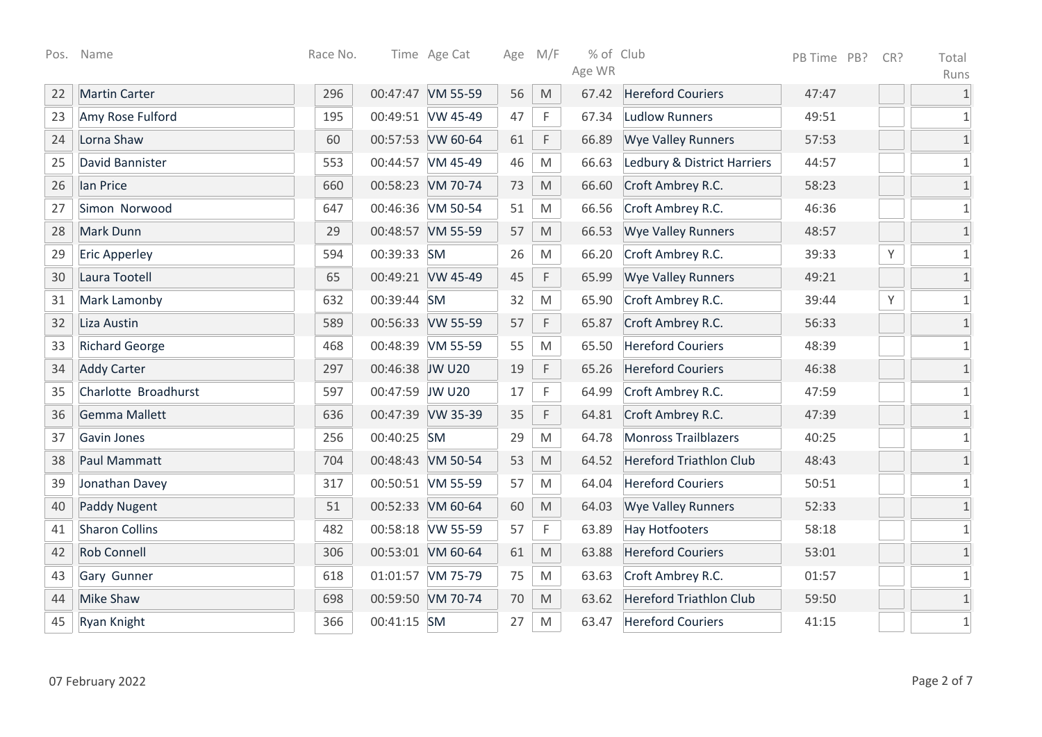| Pos. | Name | Race No. | Time | Age Cat | Age | M/F | % of Age WR | Club | PB Time | PB? | CR? | Total Runs |
|---|---|---|---|---|---|---|---|---|---|---|---|---|
| 22 | Martin Carter | 296 | 00:47:47 | VM 55-59 | 56 | M | 67.42 | Hereford Couriers | 47:47 | | | 1 |
| 23 | Amy Rose Fulford | 195 | 00:49:51 | VW 45-49 | 47 | F | 67.34 | Ludlow Runners | 49:51 | | | 1 |
| 24 | Lorna Shaw | 60 | 00:57:53 | VW 60-64 | 61 | F | 66.89 | Wye Valley Runners | 57:53 | | | 1 |
| 25 | David Bannister | 553 | 00:44:57 | VM 45-49 | 46 | M | 66.63 | Ledbury & District Harriers | 44:57 | | | 1 |
| 26 | Ian Price | 660 | 00:58:23 | VM 70-74 | 73 | M | 66.60 | Croft Ambrey R.C. | 58:23 | | | 1 |
| 27 | Simon Norwood | 647 | 00:46:36 | VM 50-54 | 51 | M | 66.56 | Croft Ambrey R.C. | 46:36 | | | 1 |
| 28 | Mark Dunn | 29 | 00:48:57 | VM 55-59 | 57 | M | 66.53 | Wye Valley Runners | 48:57 | | | 1 |
| 29 | Eric Apperley | 594 | 00:39:33 | SM | 26 | M | 66.20 | Croft Ambrey R.C. | 39:33 | | Y | 1 |
| 30 | Laura Tootell | 65 | 00:49:21 | VW 45-49 | 45 | F | 65.99 | Wye Valley Runners | 49:21 | | | 1 |
| 31 | Mark Lamonby | 632 | 00:39:44 | SM | 32 | M | 65.90 | Croft Ambrey R.C. | 39:44 | | Y | 1 |
| 32 | Liza Austin | 589 | 00:56:33 | VW 55-59 | 57 | F | 65.87 | Croft Ambrey R.C. | 56:33 | | | 1 |
| 33 | Richard George | 468 | 00:48:39 | VM 55-59 | 55 | M | 65.50 | Hereford Couriers | 48:39 | | | 1 |
| 34 | Addy Carter | 297 | 00:46:38 | JW U20 | 19 | F | 65.26 | Hereford Couriers | 46:38 | | | 1 |
| 35 | Charlotte Broadhurst | 597 | 00:47:59 | JW U20 | 17 | F | 64.99 | Croft Ambrey R.C. | 47:59 | | | 1 |
| 36 | Gemma Mallett | 636 | 00:47:39 | VW 35-39 | 35 | F | 64.81 | Croft Ambrey R.C. | 47:39 | | | 1 |
| 37 | Gavin Jones | 256 | 00:40:25 | SM | 29 | M | 64.78 | Monross Trailblazers | 40:25 | | | 1 |
| 38 | Paul Mammatt | 704 | 00:48:43 | VM 50-54 | 53 | M | 64.52 | Hereford Triathlon Club | 48:43 | | | 1 |
| 39 | Jonathan Davey | 317 | 00:50:51 | VM 55-59 | 57 | M | 64.04 | Hereford Couriers | 50:51 | | | 1 |
| 40 | Paddy Nugent | 51 | 00:52:33 | VM 60-64 | 60 | M | 64.03 | Wye Valley Runners | 52:33 | | | 1 |
| 41 | Sharon Collins | 482 | 00:58:18 | VW 55-59 | 57 | F | 63.89 | Hay Hotfooters | 58:18 | | | 1 |
| 42 | Rob Connell | 306 | 00:53:01 | VM 60-64 | 61 | M | 63.88 | Hereford Couriers | 53:01 | | | 1 |
| 43 | Gary Gunner | 618 | 01:01:57 | VM 75-79 | 75 | M | 63.63 | Croft Ambrey R.C. | 01:57 | | | 1 |
| 44 | Mike Shaw | 698 | 00:59:50 | VM 70-74 | 70 | M | 63.62 | Hereford Triathlon Club | 59:50 | | | 1 |
| 45 | Ryan Knight | 366 | 00:41:15 | SM | 27 | M | 63.47 | Hereford Couriers | 41:15 | | | 1 |

07 February 2022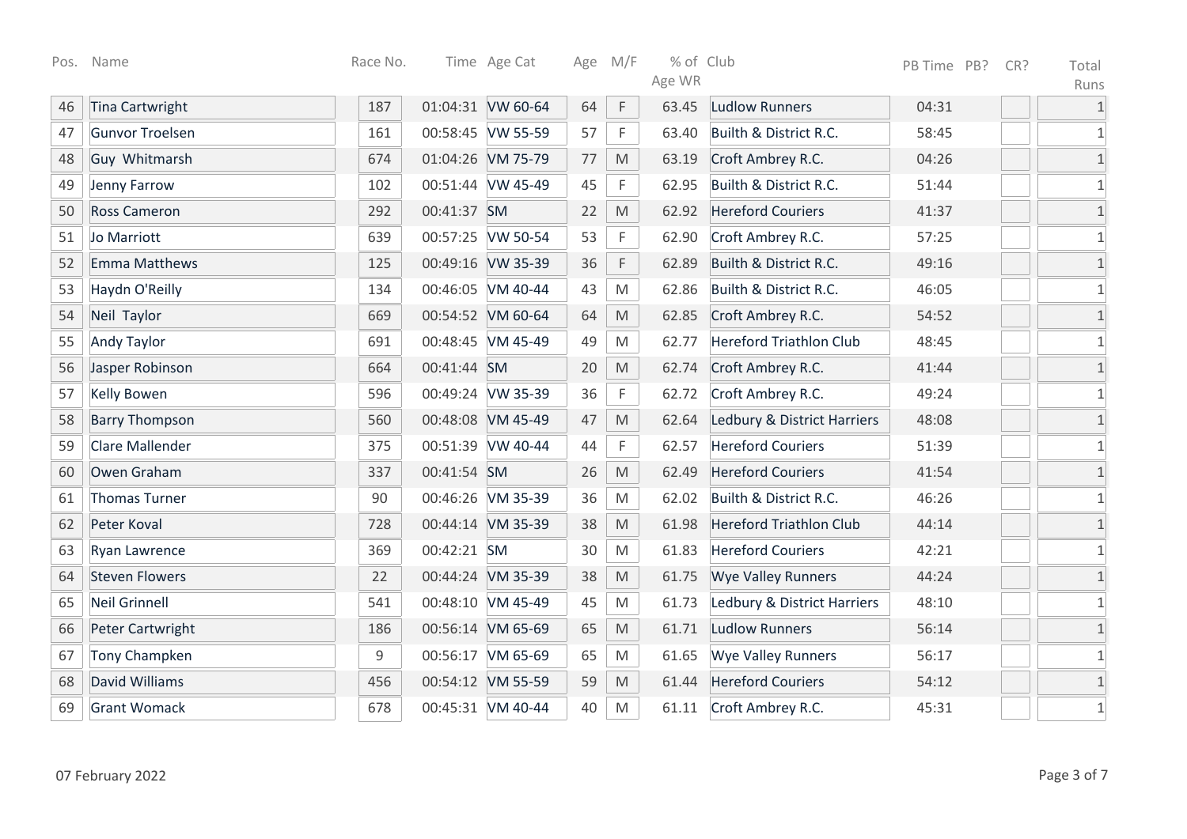| Pos. | Name | Race No. | Time | Age Cat | Age | M/F | % of Age WR | Club | PB Time | PB? | CR? | Total Runs |
|---|---|---|---|---|---|---|---|---|---|---|---|---|
| 46 | Tina Cartwright | 187 | 01:04:31 | VW 60-64 | 64 | F | 63.45 | Ludlow Runners | 04:31 | | | 1 |
| 47 | Gunvor Troelsen | 161 | 00:58:45 | VW 55-59 | 57 | F | 63.40 | Builth & District R.C. | 58:45 | | | 1 |
| 48 | Guy Whitmarsh | 674 | 01:04:26 | VM 75-79 | 77 | M | 63.19 | Croft Ambrey R.C. | 04:26 | | | 1 |
| 49 | Jenny Farrow | 102 | 00:51:44 | VW 45-49 | 45 | F | 62.95 | Builth & District R.C. | 51:44 | | | 1 |
| 50 | Ross Cameron | 292 | 00:41:37 | SM | 22 | M | 62.92 | Hereford Couriers | 41:37 | | | 1 |
| 51 | Jo Marriott | 639 | 00:57:25 | VW 50-54 | 53 | F | 62.90 | Croft Ambrey R.C. | 57:25 | | | 1 |
| 52 | Emma Matthews | 125 | 00:49:16 | VW 35-39 | 36 | F | 62.89 | Builth & District R.C. | 49:16 | | | 1 |
| 53 | Haydn O'Reilly | 134 | 00:46:05 | VM 40-44 | 43 | M | 62.86 | Builth & District R.C. | 46:05 | | | 1 |
| 54 | Neil Taylor | 669 | 00:54:52 | VM 60-64 | 64 | M | 62.85 | Croft Ambrey R.C. | 54:52 | | | 1 |
| 55 | Andy Taylor | 691 | 00:48:45 | VM 45-49 | 49 | M | 62.77 | Hereford Triathlon Club | 48:45 | | | 1 |
| 56 | Jasper Robinson | 664 | 00:41:44 | SM | 20 | M | 62.74 | Croft Ambrey R.C. | 41:44 | | | 1 |
| 57 | Kelly Bowen | 596 | 00:49:24 | VW 35-39 | 36 | F | 62.72 | Croft Ambrey R.C. | 49:24 | | | 1 |
| 58 | Barry Thompson | 560 | 00:48:08 | VM 45-49 | 47 | M | 62.64 | Ledbury & District Harriers | 48:08 | | | 1 |
| 59 | Clare Mallender | 375 | 00:51:39 | VW 40-44 | 44 | F | 62.57 | Hereford Couriers | 51:39 | | | 1 |
| 60 | Owen Graham | 337 | 00:41:54 | SM | 26 | M | 62.49 | Hereford Couriers | 41:54 | | | 1 |
| 61 | Thomas Turner | 90 | 00:46:26 | VM 35-39 | 36 | M | 62.02 | Builth & District R.C. | 46:26 | | | 1 |
| 62 | Peter Koval | 728 | 00:44:14 | VM 35-39 | 38 | M | 61.98 | Hereford Triathlon Club | 44:14 | | | 1 |
| 63 | Ryan Lawrence | 369 | 00:42:21 | SM | 30 | M | 61.83 | Hereford Couriers | 42:21 | | | 1 |
| 64 | Steven Flowers | 22 | 00:44:24 | VM 35-39 | 38 | M | 61.75 | Wye Valley Runners | 44:24 | | | 1 |
| 65 | Neil Grinnell | 541 | 00:48:10 | VM 45-49 | 45 | M | 61.73 | Ledbury & District Harriers | 48:10 | | | 1 |
| 66 | Peter Cartwright | 186 | 00:56:14 | VM 65-69 | 65 | M | 61.71 | Ludlow Runners | 56:14 | | | 1 |
| 67 | Tony Champken | 9 | 00:56:17 | VM 65-69 | 65 | M | 61.65 | Wye Valley Runners | 56:17 | | | 1 |
| 68 | David Williams | 456 | 00:54:12 | VM 55-59 | 59 | M | 61.44 | Hereford Couriers | 54:12 | | | 1 |
| 69 | Grant Womack | 678 | 00:45:31 | VM 40-44 | 40 | M | 61.11 | Croft Ambrey R.C. | 45:31 | | | 1 |

07 February 2022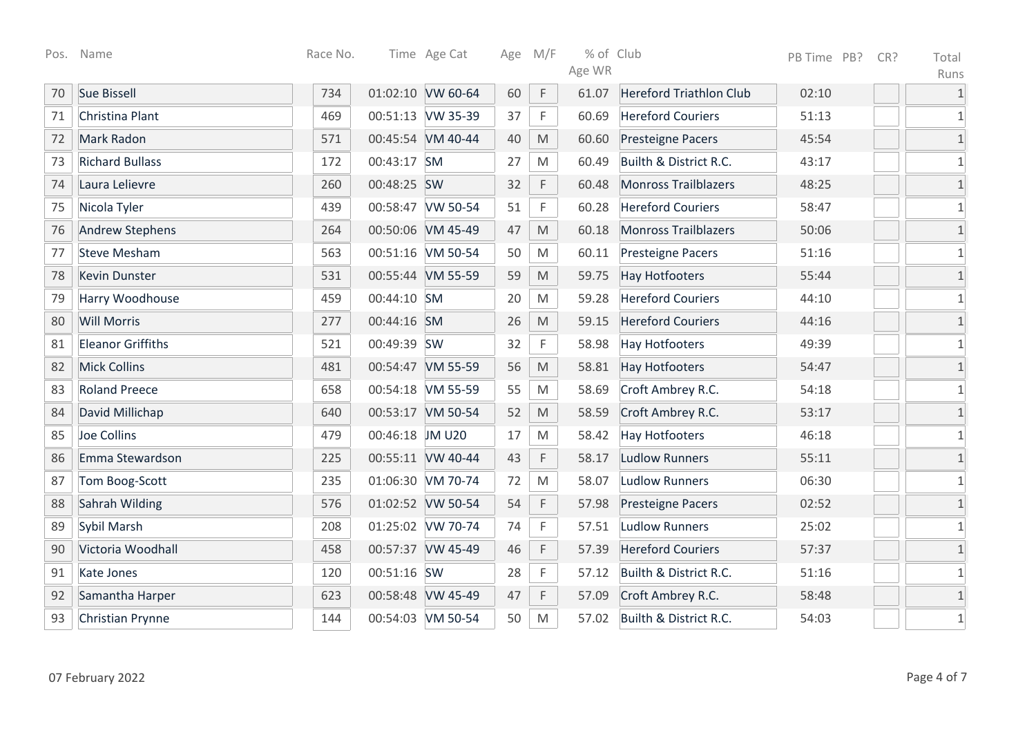| Pos. | Name | Race No. | Time | Age Cat | Age | M/F | % of Age WR | Club | PB Time | PB? | CR? | Total Runs |
|---|---|---|---|---|---|---|---|---|---|---|---|---|
| 70 | Sue Bissell | 734 | 01:02:10 | VW 60-64 | 60 | F | 61.07 | Hereford Triathlon Club | 02:10 | | | 1 |
| 71 | Christina Plant | 469 | 00:51:13 | VW 35-39 | 37 | F | 60.69 | Hereford Couriers | 51:13 | | | 1 |
| 72 | Mark Radon | 571 | 00:45:54 | VM 40-44 | 40 | M | 60.60 | Presteigne Pacers | 45:54 | | | 1 |
| 73 | Richard Bullass | 172 | 00:43:17 | SM | 27 | M | 60.49 | Builth & District R.C. | 43:17 | | | 1 |
| 74 | Laura Lelievre | 260 | 00:48:25 | SW | 32 | F | 60.48 | Monross Trailblazers | 48:25 | | | 1 |
| 75 | Nicola Tyler | 439 | 00:58:47 | VW 50-54 | 51 | F | 60.28 | Hereford Couriers | 58:47 | | | 1 |
| 76 | Andrew Stephens | 264 | 00:50:06 | VM 45-49 | 47 | M | 60.18 | Monross Trailblazers | 50:06 | | | 1 |
| 77 | Steve Mesham | 563 | 00:51:16 | VM 50-54 | 50 | M | 60.11 | Presteigne Pacers | 51:16 | | | 1 |
| 78 | Kevin Dunster | 531 | 00:55:44 | VM 55-59 | 59 | M | 59.75 | Hay Hotfooters | 55:44 | | | 1 |
| 79 | Harry Woodhouse | 459 | 00:44:10 | SM | 20 | M | 59.28 | Hereford Couriers | 44:10 | | | 1 |
| 80 | Will Morris | 277 | 00:44:16 | SM | 26 | M | 59.15 | Hereford Couriers | 44:16 | | | 1 |
| 81 | Eleanor Griffiths | 521 | 00:49:39 | SW | 32 | F | 58.98 | Hay Hotfooters | 49:39 | | | 1 |
| 82 | Mick Collins | 481 | 00:54:47 | VM 55-59 | 56 | M | 58.81 | Hay Hotfooters | 54:47 | | | 1 |
| 83 | Roland Preece | 658 | 00:54:18 | VM 55-59 | 55 | M | 58.69 | Croft Ambrey R.C. | 54:18 | | | 1 |
| 84 | David Millichap | 640 | 00:53:17 | VM 50-54 | 52 | M | 58.59 | Croft Ambrey R.C. | 53:17 | | | 1 |
| 85 | Joe Collins | 479 | 00:46:18 | JM U20 | 17 | M | 58.42 | Hay Hotfooters | 46:18 | | | 1 |
| 86 | Emma Stewardson | 225 | 00:55:11 | VW 40-44 | 43 | F | 58.17 | Ludlow Runners | 55:11 | | | 1 |
| 87 | Tom Boog-Scott | 235 | 01:06:30 | VM 70-74 | 72 | M | 58.07 | Ludlow Runners | 06:30 | | | 1 |
| 88 | Sahrah Wilding | 576 | 01:02:52 | VW 50-54 | 54 | F | 57.98 | Presteigne Pacers | 02:52 | | | 1 |
| 89 | Sybil Marsh | 208 | 01:25:02 | VW 70-74 | 74 | F | 57.51 | Ludlow Runners | 25:02 | | | 1 |
| 90 | Victoria Woodhall | 458 | 00:57:37 | VW 45-49 | 46 | F | 57.39 | Hereford Couriers | 57:37 | | | 1 |
| 91 | Kate Jones | 120 | 00:51:16 | SW | 28 | F | 57.12 | Builth & District R.C. | 51:16 | | | 1 |
| 92 | Samantha Harper | 623 | 00:58:48 | VW 45-49 | 47 | F | 57.09 | Croft Ambrey R.C. | 58:48 | | | 1 |
| 93 | Christian Prynne | 144 | 00:54:03 | VM 50-54 | 50 | M | 57.02 | Builth & District R.C. | 54:03 | | | 1 |

07 February 2022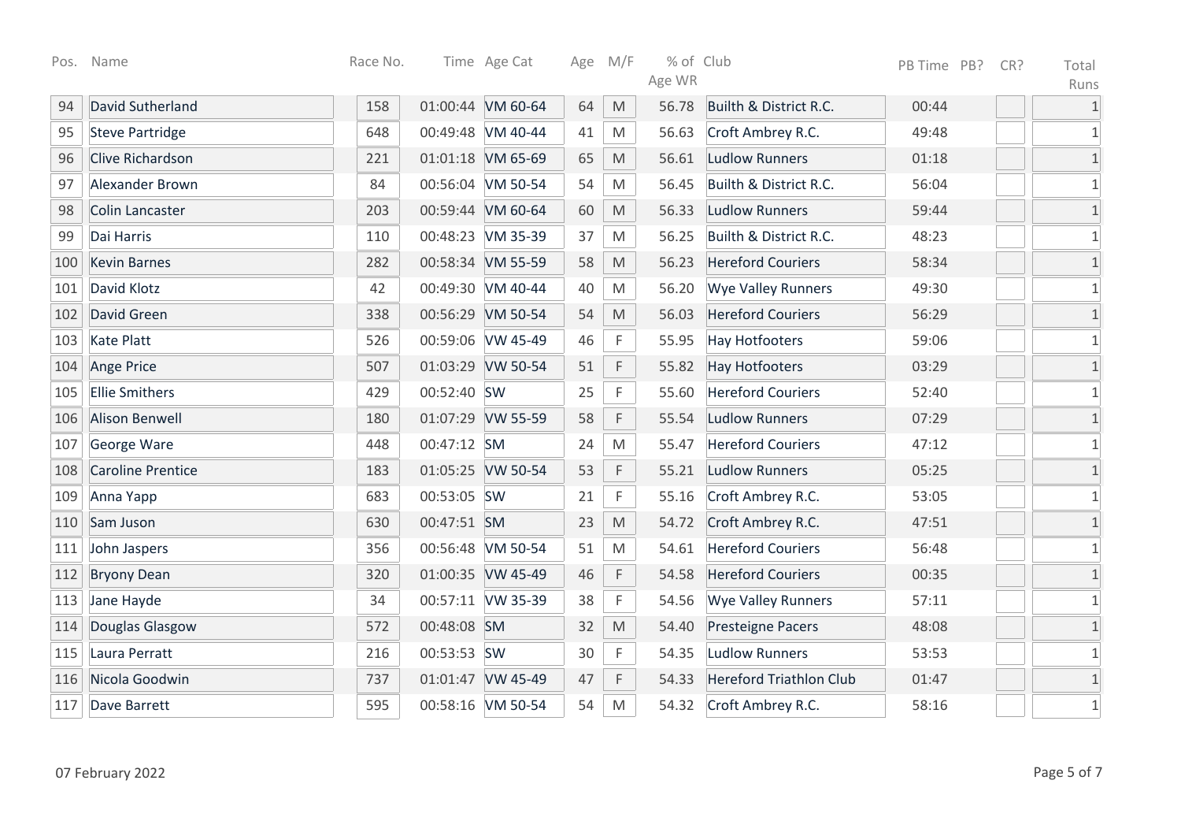| Pos. | Name | Race No. | Time | Age Cat | Age | M/F | % of Age WR | Club | PB Time | PB? | CR? | Total Runs |
|---|---|---|---|---|---|---|---|---|---|---|---|---|
| 94 | David Sutherland | 158 | 01:00:44 | VM 60-64 | 64 | M | 56.78 | Builth & District R.C. | 00:44 | | | 1 |
| 95 | Steve Partridge | 648 | 00:49:48 | VM 40-44 | 41 | M | 56.63 | Croft Ambrey R.C. | 49:48 | | | 1 |
| 96 | Clive Richardson | 221 | 01:01:18 | VM 65-69 | 65 | M | 56.61 | Ludlow Runners | 01:18 | | | 1 |
| 97 | Alexander Brown | 84 | 00:56:04 | VM 50-54 | 54 | M | 56.45 | Builth & District R.C. | 56:04 | | | 1 |
| 98 | Colin Lancaster | 203 | 00:59:44 | VM 60-64 | 60 | M | 56.33 | Ludlow Runners | 59:44 | | | 1 |
| 99 | Dai Harris | 110 | 00:48:23 | VM 35-39 | 37 | M | 56.25 | Builth & District R.C. | 48:23 | | | 1 |
| 100 | Kevin Barnes | 282 | 00:58:34 | VM 55-59 | 58 | M | 56.23 | Hereford Couriers | 58:34 | | | 1 |
| 101 | David Klotz | 42 | 00:49:30 | VM 40-44 | 40 | M | 56.20 | Wye Valley Runners | 49:30 | | | 1 |
| 102 | David Green | 338 | 00:56:29 | VM 50-54 | 54 | M | 56.03 | Hereford Couriers | 56:29 | | | 1 |
| 103 | Kate Platt | 526 | 00:59:06 | VW 45-49 | 46 | F | 55.95 | Hay Hotfooters | 59:06 | | | 1 |
| 104 | Ange Price | 507 | 01:03:29 | VW 50-54 | 51 | F | 55.82 | Hay Hotfooters | 03:29 | | | 1 |
| 105 | Ellie Smithers | 429 | 00:52:40 | SW | 25 | F | 55.60 | Hereford Couriers | 52:40 | | | 1 |
| 106 | Alison Benwell | 180 | 01:07:29 | VW 55-59 | 58 | F | 55.54 | Ludlow Runners | 07:29 | | | 1 |
| 107 | George Ware | 448 | 00:47:12 | SM | 24 | M | 55.47 | Hereford Couriers | 47:12 | | | 1 |
| 108 | Caroline Prentice | 183 | 01:05:25 | VW 50-54 | 53 | F | 55.21 | Ludlow Runners | 05:25 | | | 1 |
| 109 | Anna Yapp | 683 | 00:53:05 | SW | 21 | F | 55.16 | Croft Ambrey R.C. | 53:05 | | | 1 |
| 110 | Sam Juson | 630 | 00:47:51 | SM | 23 | M | 54.72 | Croft Ambrey R.C. | 47:51 | | | 1 |
| 111 | John Jaspers | 356 | 00:56:48 | VM 50-54 | 51 | M | 54.61 | Hereford Couriers | 56:48 | | | 1 |
| 112 | Bryony Dean | 320 | 01:00:35 | VW 45-49 | 46 | F | 54.58 | Hereford Couriers | 00:35 | | | 1 |
| 113 | Jane Hayde | 34 | 00:57:11 | VW 35-39 | 38 | F | 54.56 | Wye Valley Runners | 57:11 | | | 1 |
| 114 | Douglas Glasgow | 572 | 00:48:08 | SM | 32 | M | 54.40 | Presteigne Pacers | 48:08 | | | 1 |
| 115 | Laura Perratt | 216 | 00:53:53 | SW | 30 | F | 54.35 | Ludlow Runners | 53:53 | | | 1 |
| 116 | Nicola Goodwin | 737 | 01:01:47 | VW 45-49 | 47 | F | 54.33 | Hereford Triathlon Club | 01:47 | | | 1 |
| 117 | Dave Barrett | 595 | 00:58:16 | VM 50-54 | 54 | M | 54.32 | Croft Ambrey R.C. | 58:16 | | | 1 |

07 February 2022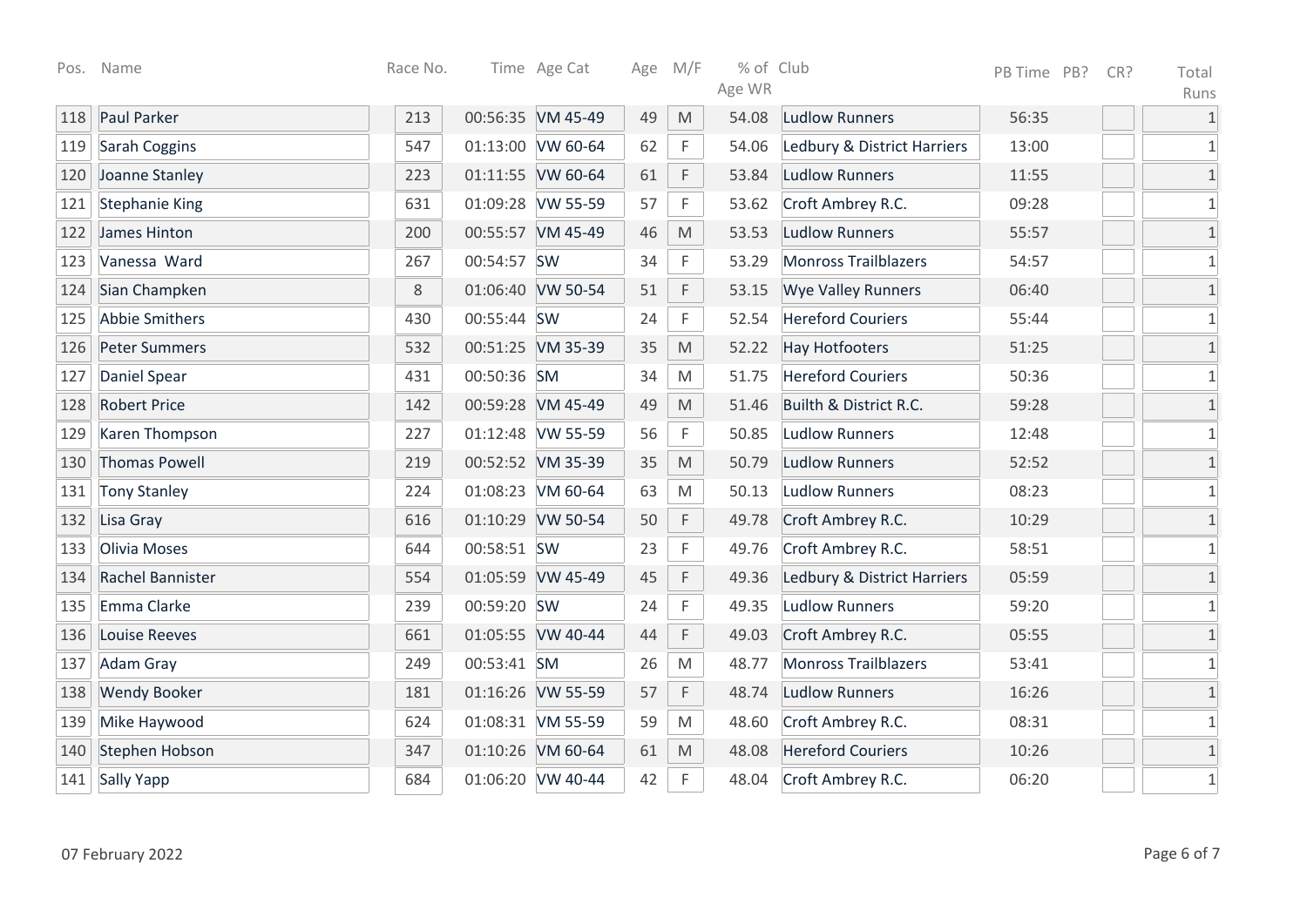| Pos. | Name | Race No. | Time | Age Cat | Age | M/F | % of Age WR | Club | PB Time | PB? | CR? | Total Runs |
|---|---|---|---|---|---|---|---|---|---|---|---|---|
| 118 | Paul Parker | 213 | 00:56:35 | VM 45-49 | 49 | M | 54.08 | Ludlow Runners | 56:35 | | | 1 |
| 119 | Sarah Coggins | 547 | 01:13:00 | VW 60-64 | 62 | F | 54.06 | Ledbury & District Harriers | 13:00 | | | 1 |
| 120 | Joanne Stanley | 223 | 01:11:55 | VW 60-64 | 61 | F | 53.84 | Ludlow Runners | 11:55 | | | 1 |
| 121 | Stephanie King | 631 | 01:09:28 | VW 55-59 | 57 | F | 53.62 | Croft Ambrey R.C. | 09:28 | | | 1 |
| 122 | James Hinton | 200 | 00:55:57 | VM 45-49 | 46 | M | 53.53 | Ludlow Runners | 55:57 | | | 1 |
| 123 | Vanessa Ward | 267 | 00:54:57 | SW | 34 | F | 53.29 | Monross Trailblazers | 54:57 | | | 1 |
| 124 | Sian Champken | 8 | 01:06:40 | VW 50-54 | 51 | F | 53.15 | Wye Valley Runners | 06:40 | | | 1 |
| 125 | Abbie Smithers | 430 | 00:55:44 | SW | 24 | F | 52.54 | Hereford Couriers | 55:44 | | | 1 |
| 126 | Peter Summers | 532 | 00:51:25 | VM 35-39 | 35 | M | 52.22 | Hay Hotfooters | 51:25 | | | 1 |
| 127 | Daniel Spear | 431 | 00:50:36 | SM | 34 | M | 51.75 | Hereford Couriers | 50:36 | | | 1 |
| 128 | Robert Price | 142 | 00:59:28 | VM 45-49 | 49 | M | 51.46 | Builth & District R.C. | 59:28 | | | 1 |
| 129 | Karen Thompson | 227 | 01:12:48 | VW 55-59 | 56 | F | 50.85 | Ludlow Runners | 12:48 | | | 1 |
| 130 | Thomas Powell | 219 | 00:52:52 | VM 35-39 | 35 | M | 50.79 | Ludlow Runners | 52:52 | | | 1 |
| 131 | Tony Stanley | 224 | 01:08:23 | VM 60-64 | 63 | M | 50.13 | Ludlow Runners | 08:23 | | | 1 |
| 132 | Lisa Gray | 616 | 01:10:29 | VW 50-54 | 50 | F | 49.78 | Croft Ambrey R.C. | 10:29 | | | 1 |
| 133 | Olivia Moses | 644 | 00:58:51 | SW | 23 | F | 49.76 | Croft Ambrey R.C. | 58:51 | | | 1 |
| 134 | Rachel Bannister | 554 | 01:05:59 | VW 45-49 | 45 | F | 49.36 | Ledbury & District Harriers | 05:59 | | | 1 |
| 135 | Emma Clarke | 239 | 00:59:20 | SW | 24 | F | 49.35 | Ludlow Runners | 59:20 | | | 1 |
| 136 | Louise Reeves | 661 | 01:05:55 | VW 40-44 | 44 | F | 49.03 | Croft Ambrey R.C. | 05:55 | | | 1 |
| 137 | Adam Gray | 249 | 00:53:41 | SM | 26 | M | 48.77 | Monross Trailblazers | 53:41 | | | 1 |
| 138 | Wendy Booker | 181 | 01:16:26 | VW 55-59 | 57 | F | 48.74 | Ludlow Runners | 16:26 | | | 1 |
| 139 | Mike Haywood | 624 | 01:08:31 | VM 55-59 | 59 | M | 48.60 | Croft Ambrey R.C. | 08:31 | | | 1 |
| 140 | Stephen Hobson | 347 | 01:10:26 | VM 60-64 | 61 | M | 48.08 | Hereford Couriers | 10:26 | | | 1 |
| 141 | Sally Yapp | 684 | 01:06:20 | VW 40-44 | 42 | F | 48.04 | Croft Ambrey R.C. | 06:20 | | | 1 |

07 February 2022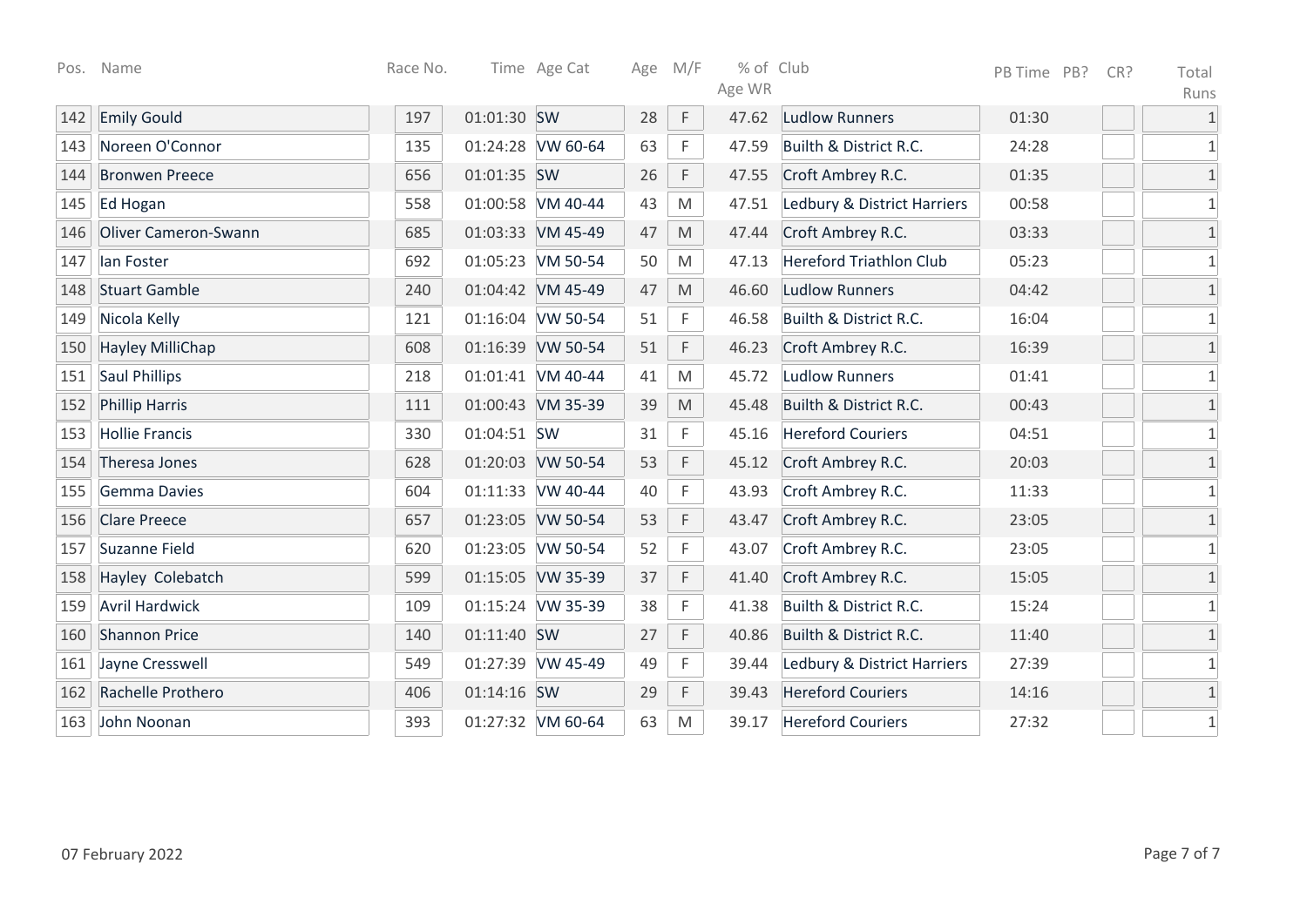| Pos. | Name | Race No. | Time | Age Cat | Age | M/F | % of Age WR | Club | PB Time | PB? | CR? | Total Runs |
|---|---|---|---|---|---|---|---|---|---|---|---|---|
| 142 | Emily Gould | 197 | 01:01:30 | SW | 28 | F | 47.62 | Ludlow Runners | 01:30 | | | 1 |
| 143 | Noreen O'Connor | 135 | 01:24:28 | VW 60-64 | 63 | F | 47.59 | Builth & District R.C. | 24:28 | | | 1 |
| 144 | Bronwen Preece | 656 | 01:01:35 | SW | 26 | F | 47.55 | Croft Ambrey R.C. | 01:35 | | | 1 |
| 145 | Ed Hogan | 558 | 01:00:58 | VM 40-44 | 43 | M | 47.51 | Ledbury & District Harriers | 00:58 | | | 1 |
| 146 | Oliver Cameron-Swann | 685 | 01:03:33 | VM 45-49 | 47 | M | 47.44 | Croft Ambrey R.C. | 03:33 | | | 1 |
| 147 | Ian Foster | 692 | 01:05:23 | VM 50-54 | 50 | M | 47.13 | Hereford Triathlon Club | 05:23 | | | 1 |
| 148 | Stuart Gamble | 240 | 01:04:42 | VM 45-49 | 47 | M | 46.60 | Ludlow Runners | 04:42 | | | 1 |
| 149 | Nicola Kelly | 121 | 01:16:04 | VW 50-54 | 51 | F | 46.58 | Builth & District R.C. | 16:04 | | | 1 |
| 150 | Hayley MilliChap | 608 | 01:16:39 | VW 50-54 | 51 | F | 46.23 | Croft Ambrey R.C. | 16:39 | | | 1 |
| 151 | Saul Phillips | 218 | 01:01:41 | VM 40-44 | 41 | M | 45.72 | Ludlow Runners | 01:41 | | | 1 |
| 152 | Phillip Harris | 111 | 01:00:43 | VM 35-39 | 39 | M | 45.48 | Builth & District R.C. | 00:43 | | | 1 |
| 153 | Hollie Francis | 330 | 01:04:51 | SW | 31 | F | 45.16 | Hereford Couriers | 04:51 | | | 1 |
| 154 | Theresa Jones | 628 | 01:20:03 | VW 50-54 | 53 | F | 45.12 | Croft Ambrey R.C. | 20:03 | | | 1 |
| 155 | Gemma Davies | 604 | 01:11:33 | VW 40-44 | 40 | F | 43.93 | Croft Ambrey R.C. | 11:33 | | | 1 |
| 156 | Clare Preece | 657 | 01:23:05 | VW 50-54 | 53 | F | 43.47 | Croft Ambrey R.C. | 23:05 | | | 1 |
| 157 | Suzanne Field | 620 | 01:23:05 | VW 50-54 | 52 | F | 43.07 | Croft Ambrey R.C. | 23:05 | | | 1 |
| 158 | Hayley Colebatch | 599 | 01:15:05 | VW 35-39 | 37 | F | 41.40 | Croft Ambrey R.C. | 15:05 | | | 1 |
| 159 | Avril Hardwick | 109 | 01:15:24 | VW 35-39 | 38 | F | 41.38 | Builth & District R.C. | 15:24 | | | 1 |
| 160 | Shannon Price | 140 | 01:11:40 | SW | 27 | F | 40.86 | Builth & District R.C. | 11:40 | | | 1 |
| 161 | Jayne Cresswell | 549 | 01:27:39 | VW 45-49 | 49 | F | 39.44 | Ledbury & District Harriers | 27:39 | | | 1 |
| 162 | Rachelle Prothero | 406 | 01:14:16 | SW | 29 | F | 39.43 | Hereford Couriers | 14:16 | | | 1 |
| 163 | John Noonan | 393 | 01:27:32 | VM 60-64 | 63 | M | 39.17 | Hereford Couriers | 27:32 | | | 1 |

07 February 2022